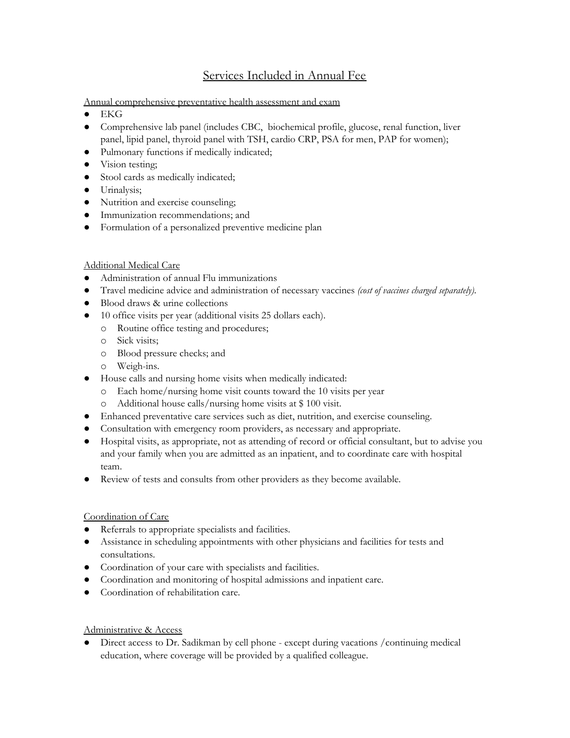# Services Included in Annual Fee

Annual comprehensive preventative health assessment and exam

- EKG
- Comprehensive lab panel (includes CBC, biochemical profile, glucose, renal function, liver panel, lipid panel, thyroid panel with TSH, cardio CRP, PSA for men, PAP for women);
- Pulmonary functions if medically indicated;
- Vision testing;
- Stool cards as medically indicated;
- Urinalysis;
- Nutrition and exercise counseling;
- Immunization recommendations; and
- Formulation of a personalized preventive medicine plan

Additional Medical Care

- Administration of annual Flu immunizations
- Travel medicine advice and administration of necessary vaccines *(cost of vaccines charged separately).*
- Blood draws & urine collections
- 10 office visits per year (additional visits 25 dollars each).
  - Routine office testing and procedures;
  - Sick visits;
  - Blood pressure checks; and
  - Weigh-ins.
- House calls and nursing home visits when medically indicated:
  - Each home/nursing home visit counts toward the 10 visits per year
  - Additional house calls/nursing home visits at $ 100 visit.
- Enhanced preventative care services such as diet, nutrition, and exercise counseling.
- Consultation with emergency room providers, as necessary and appropriate.
- Hospital visits, as appropriate, not as attending of record or official consultant, but to advise you and your family when you are admitted as an inpatient, and to coordinate care with hospital team.
- Review of tests and consults from other providers as they become available.

Coordination of Care

- Referrals to appropriate specialists and facilities.
- Assistance in scheduling appointments with other physicians and facilities for tests and consultations.
- Coordination of your care with specialists and facilities.
- Coordination and monitoring of hospital admissions and inpatient care.
- Coordination of rehabilitation care.

Administrative & Access

- Direct access to Dr. Sadikman by cell phone - except during vacations /continuing medical education, where coverage will be provided by a qualified colleague.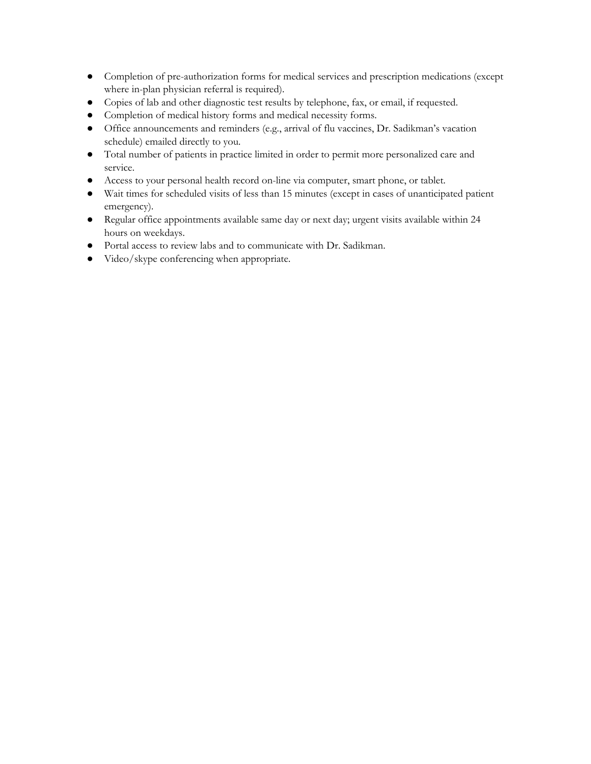- Completion of pre-authorization forms for medical services and prescription medications (except where in-plan physician referral is required).
- Copies of lab and other diagnostic test results by telephone, fax, or email, if requested.
- Completion of medical history forms and medical necessity forms.
- Office announcements and reminders (e.g., arrival of flu vaccines, Dr. Sadikman's vacation schedule) emailed directly to you.
- Total number of patients in practice limited in order to permit more personalized care and service.
- Access to your personal health record on-line via computer, smart phone, or tablet.
- Wait times for scheduled visits of less than 15 minutes (except in cases of unanticipated patient emergency).
- Regular office appointments available same day or next day; urgent visits available within 24 hours on weekdays.
- Portal access to review labs and to communicate with Dr. Sadikman.
- Video/skype conferencing when appropriate.